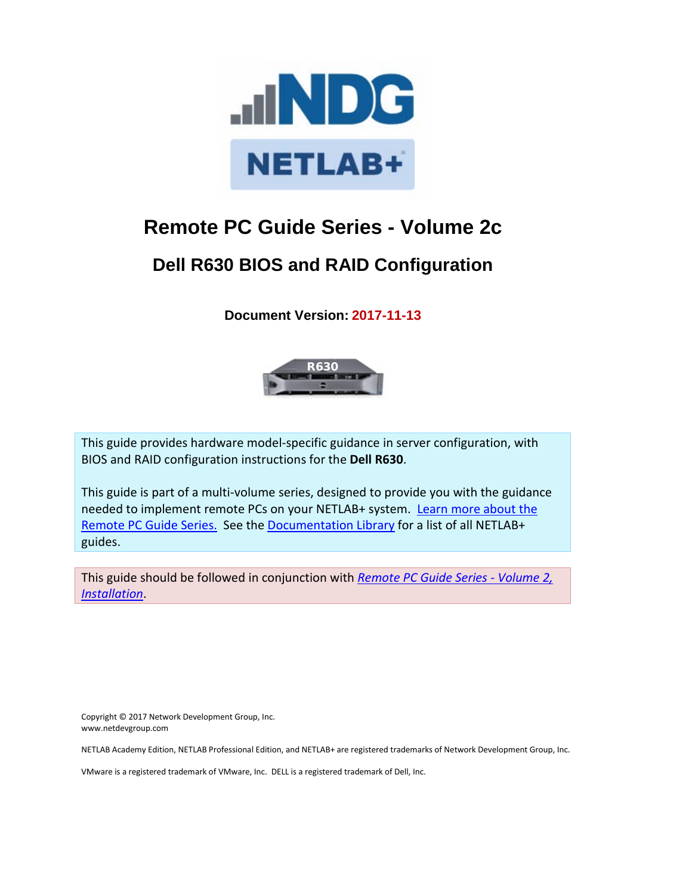# Remote PC Guide Series - Volume 2c

## Dell R630 BIOS and RAID Configuration

**Document Version: 2017-11-13**

This guide provides hardware model-specific guidance in server configuration, with BIOS and RAID configuration instructions for the **Dell R630**.

This guide is part of a multi-volume series, designed to provide you with the guidance needed to implement remote PCs on your NETLAB+ system. Learn more about the Remote PC Guide Series. See the Documentation Library for a list of all NETLAB+ guides.

This guide should be followed in conjunction with *Remote PC Guide Series - Volume 2, Installation*.

Copyright © 2017 Network Development Group, Inc.
www.netdevgroup.com

NETLAB Academy Edition, NETLAB Professional Edition, and NETLAB+ are registered trademarks of Network Development Group, Inc.

VMware is a registered trademark of VMware, Inc. DELL is a registered trademark of Dell, Inc.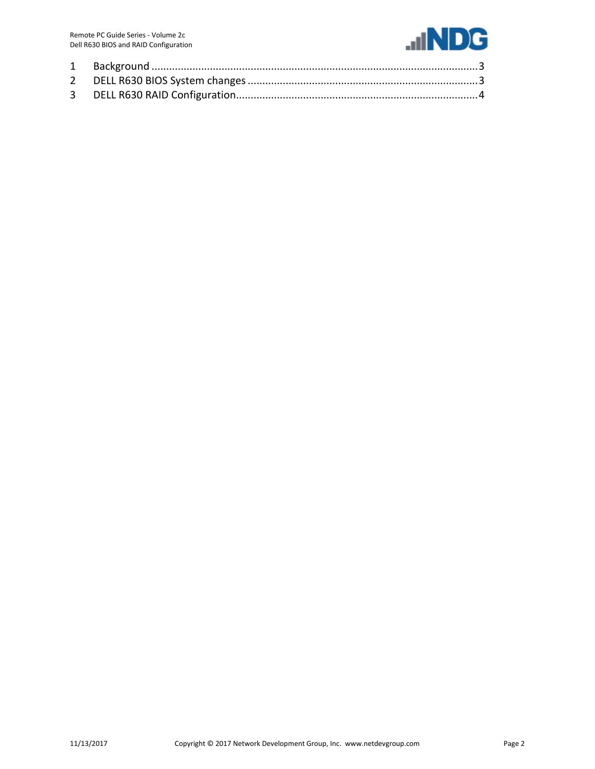1 Background ..........................................................................................................3
2 DELL R630 BIOS System changes ..........................................................................3
3 DELL R630 RAID Configuration...............................................................................4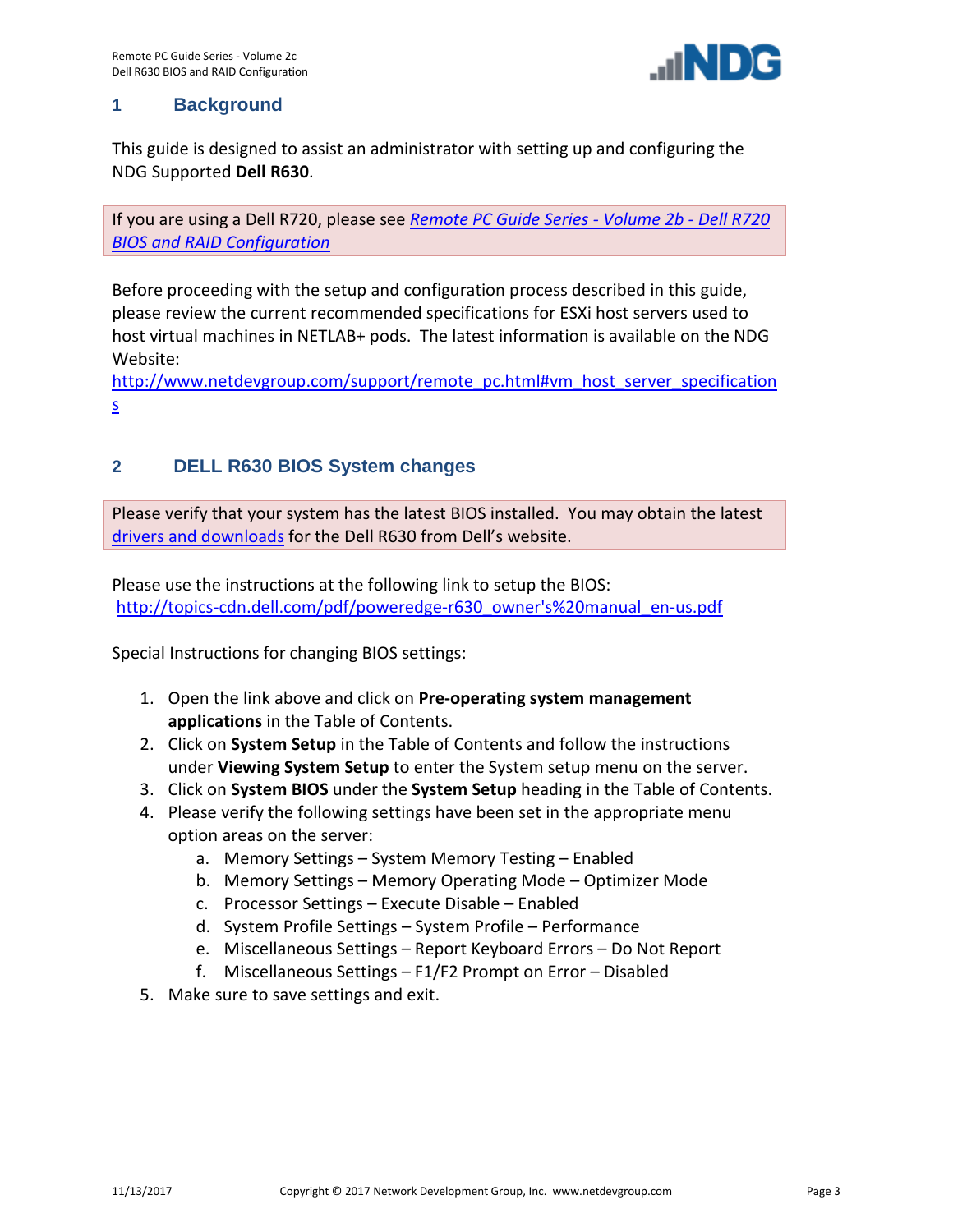# 1 Background

This guide is designed to assist an administrator with setting up and configuring the NDG Supported **Dell R630**.

> If you are using a Dell R720, please see *Remote PC Guide Series - Volume 2b - Dell R720 BIOS and RAID Configuration*

Before proceeding with the setup and configuration process described in this guide, please review the current recommended specifications for ESXi host servers used to host virtual machines in NETLAB+ pods. The latest information is available on the NDG Website:
http://www.netdevgroup.com/support/remote_pc.html#vm_host_server_specifications

# 2 DELL R630 BIOS System changes

> Please verify that your system has the latest BIOS installed. You may obtain the latest drivers and downloads for the Dell R630 from Dell's website.

Please use the instructions at the following link to setup the BIOS:
http://topics-cdn.dell.com/pdf/poweredge-r630_owner's%20manual_en-us.pdf

Special Instructions for changing BIOS settings:

1. Open the link above and click on **Pre-operating system management applications** in the Table of Contents.
2. Click on **System Setup** in the Table of Contents and follow the instructions under **Viewing System Setup** to enter the System setup menu on the server.
3. Click on **System BIOS** under the **System Setup** heading in the Table of Contents.
4. Please verify the following settings have been set in the appropriate menu option areas on the server:
   a. Memory Settings – System Memory Testing – Enabled
   b. Memory Settings – Memory Operating Mode – Optimizer Mode
   c. Processor Settings – Execute Disable – Enabled
   d. System Profile Settings – System Profile – Performance
   e. Miscellaneous Settings – Report Keyboard Errors – Do Not Report
   f. Miscellaneous Settings – F1/F2 Prompt on Error – Disabled
5. Make sure to save settings and exit.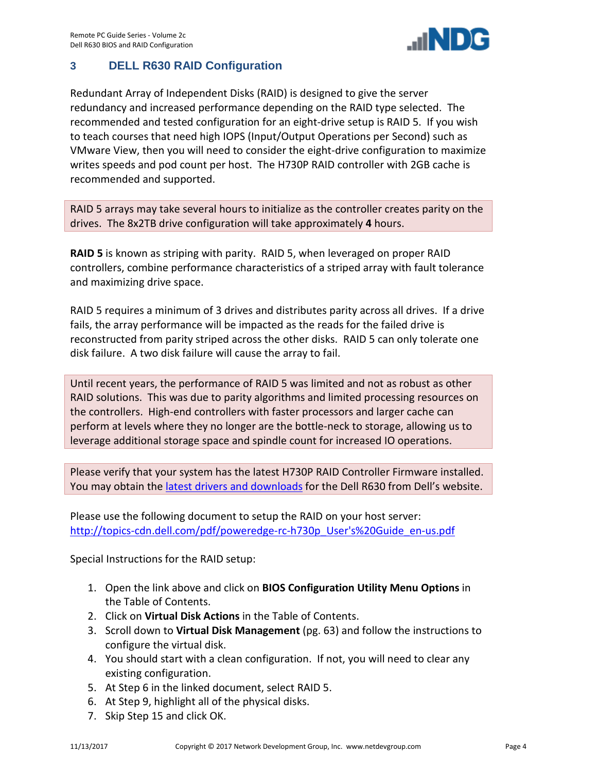## 3 DELL R630 RAID Configuration

Redundant Array of Independent Disks (RAID) is designed to give the server redundancy and increased performance depending on the RAID type selected. The recommended and tested configuration for an eight-drive setup is RAID 5. If you wish to teach courses that need high IOPS (Input/Output Operations per Second) such as VMware View, then you will need to consider the eight-drive configuration to maximize writes speeds and pod count per host. The H730P RAID controller with 2GB cache is recommended and supported.

RAID 5 arrays may take several hours to initialize as the controller creates parity on the drives. The 8x2TB drive configuration will take approximately **4** hours.

**RAID 5** is known as striping with parity. RAID 5, when leveraged on proper RAID controllers, combine performance characteristics of a striped array with fault tolerance and maximizing drive space.

RAID 5 requires a minimum of 3 drives and distributes parity across all drives. If a drive fails, the array performance will be impacted as the reads for the failed drive is reconstructed from parity striped across the other disks. RAID 5 can only tolerate one disk failure. A two disk failure will cause the array to fail.

Until recent years, the performance of RAID 5 was limited and not as robust as other RAID solutions. This was due to parity algorithms and limited processing resources on the controllers. High-end controllers with faster processors and larger cache can perform at levels where they no longer are the bottle-neck to storage, allowing us to leverage additional storage space and spindle count for increased IO operations.

Please verify that your system has the latest H730P RAID Controller Firmware installed. You may obtain the latest drivers and downloads for the Dell R630 from Dell's website.

Please use the following document to setup the RAID on your host server:
http://topics-cdn.dell.com/pdf/poweredge-rc-h730p_User's%20Guide_en-us.pdf

Special Instructions for the RAID setup:

1. Open the link above and click on **BIOS Configuration Utility Menu Options** in the Table of Contents.
2. Click on **Virtual Disk Actions** in the Table of Contents.
3. Scroll down to **Virtual Disk Management** (pg. 63) and follow the instructions to configure the virtual disk.
4. You should start with a clean configuration. If not, you will need to clear any existing configuration.
5. At Step 6 in the linked document, select RAID 5.
6. At Step 9, highlight all of the physical disks.
7. Skip Step 15 and click OK.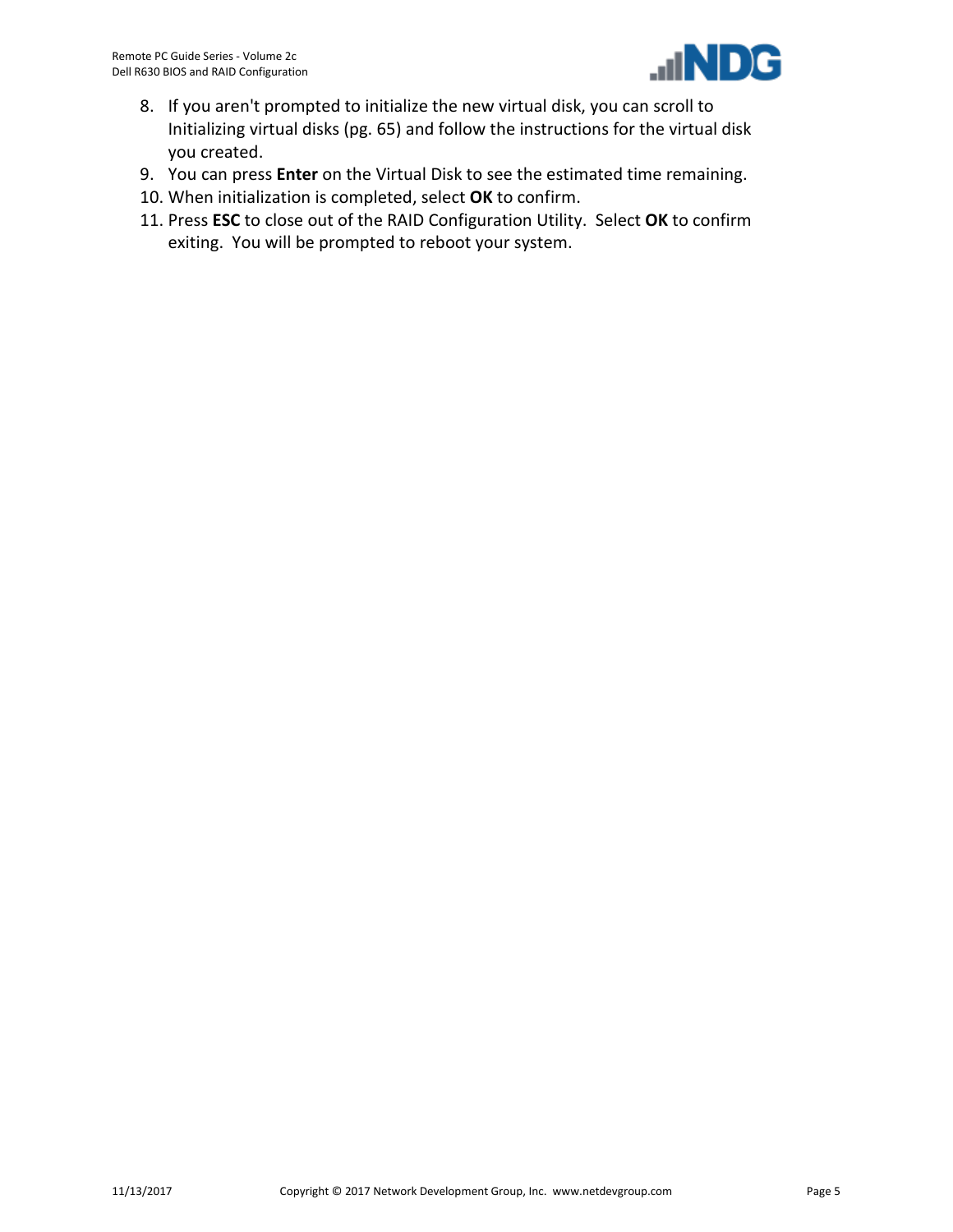8. If you aren't prompted to initialize the new virtual disk, you can scroll to Initializing virtual disks (pg. 65) and follow the instructions for the virtual disk you created.
9. You can press **Enter** on the Virtual Disk to see the estimated time remaining.
10. When initialization is completed, select **OK** to confirm.
11. Press **ESC** to close out of the RAID Configuration Utility. Select **OK** to confirm exiting. You will be prompted to reboot your system.